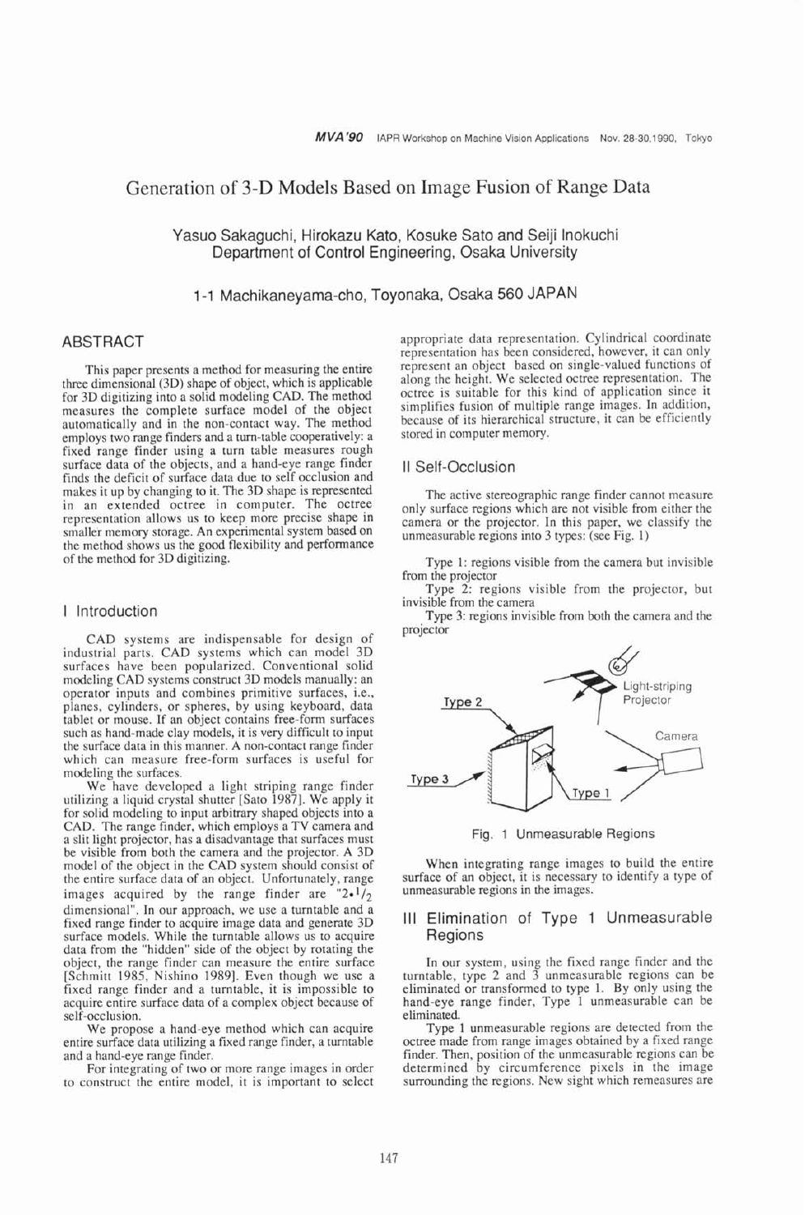# Generation of 3-D Models Based on Image Fusion of Range Data

Yasuo Sakaguchi, Hirokazu Kato, Kosuke Sato and Seiji Inokuchi
Department of Control Engineering, Osaka University

1-1 Machikaneyama-cho, Toyonaka, Osaka 560 JAPAN

## ABSTRACT

This paper presents a method for measuring the entire three dimensional (3D) shape of object, which is applicable for 3D digitizing into a solid modeling CAD. The method measures the complete surface model of the object automatically and in the non-contact way. The method employs two range finders and a turn-table cooperatively: a fixed range finder using a turn table measures rough surface data of the objects, and a hand-eye range finder finds the deficit of surface data due to self occlusion and makes it up by changing to it. The 3D shape is represented in an extended octree in computer. The octree representation allows us to keep more precise shape in smaller memory storage. An experimental system based on the method shows us the good flexibility and performance of the method for 3D digitizing.

## I Introduction

CAD systems are indispensable for design of industrial parts. CAD systems which can model 3D surfaces have been popularized. Conventional solid modeling CAD systems construct 3D models manually: an operator inputs and combines primitive surfaces, i.e., planes, cylinders, or spheres, by using keyboard, data tablet or mouse. If an object contains free-form surfaces such as hand-made clay models, it is very difficult to input the surface data in this manner. A non-contact range finder which can measure free-form surfaces is useful for modeling the surfaces.

We have developed a light striping range finder utilizing a liquid crystal shutter [Sato 1987]. We apply it for solid modeling to input arbitrary shaped objects into a CAD. The range finder, which employs a TV camera and a slit light projector, has a disadvantage that surfaces must be visible from both the camera and the projector. A 3D model of the object in the CAD system should consist of the entire surface data of an object. Unfortunately, range images acquired by the range finder are "$2 \cdot {}^1/_2$ dimensional". In our approach, we use a turntable and a fixed range finder to acquire image data and generate 3D surface models. While the turntable allows us to acquire data from the "hidden" side of the object by rotating the object, the range finder can measure the entire surface [Schmitt 1985, Nishino 1989]. Even though we use a fixed range finder and a turntable, it is impossible to acquire entire surface data of a complex object because of self-occlusion.

We propose a hand-eye method which can acquire entire surface data utilizing a fixed range finder, a turntable and a hand-eye range finder.

For integrating of two or more range images in order to construct the entire model, it is important to select appropriate data representation. Cylindrical coordinate representation has been considered, however, it can only represent an object based on single-valued functions of along the height. We selected octree representation. The octree is suitable for this kind of application since it simplifies fusion of multiple range images. In addition, because of its hierarchical structure, it can be efficiently stored in computer memory.

## II Self-Occlusion

The active stereographic range finder cannot measure only surface regions which are not visible from either the camera or the projector. In this paper, we classify the unmeasurable regions into 3 types: (see Fig. 1)

Type 1: regions visible from the camera but invisible from the projector

Type 2: regions visible from the projector, but invisible from the camera

Type 3: regions invisible from both the camera and the projector

Light-striping Projector

Type 2

Camera

Type 3

Type 1

Fig. 1 Unmeasurable Regions

When integrating range images to build the entire surface of an object, it is necessary to identify a type of unmeasurable regions in the images.

## III Elimination of Type 1 Unmeasurable Regions

In our system, using the fixed range finder and the turntable, type 2 and 3 unmeasurable regions can be eliminated or transformed to type 1. By only using the hand-eye range finder, Type 1 unmeasurable can be eliminated.

Type 1 unmeasurable regions are detected from the octree made from range images obtained by a fixed range finder. Then, position of the unmeasurable regions can be determined by circumference pixels in the image surrounding the regions. New sight which remeasures are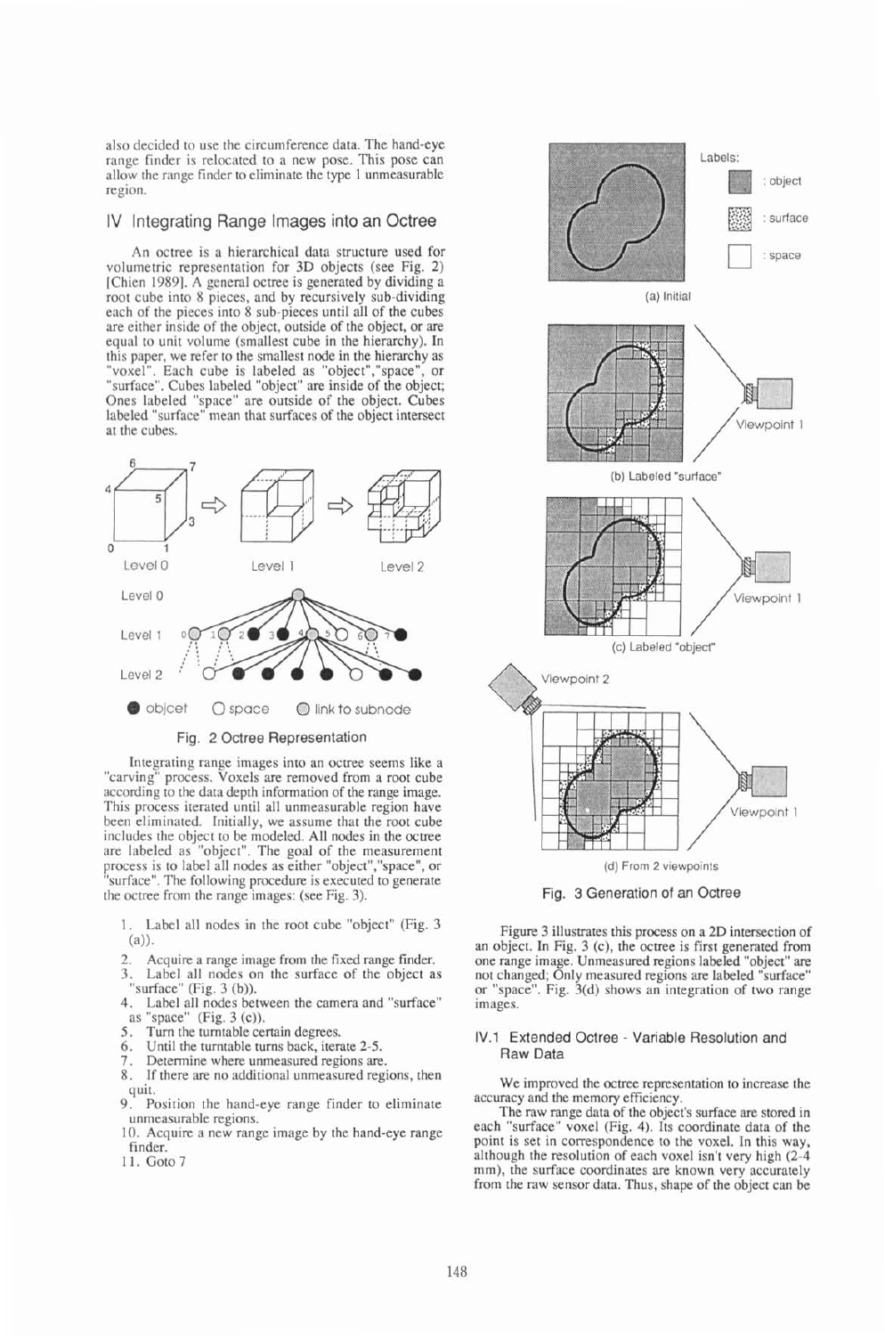also decided to use the circumference data. The hand-eye range finder is relocated to a new pose. This pose can allow the range finder to eliminate the type 1 unmeasurable region.

## IV Integrating Range Images into an Octree

An octree is a hierarchical data structure used for volumetric representation for 3D objects (see Fig. 2) [Chien 1989]. A general octree is generated by dividing a root cube into 8 pieces, and by recursively sub-dividing each of the pieces into 8 sub-pieces until all of the cubes are either inside of the object, outside of the object, or are equal to unit volume (smallest cube in the hierarchy). In this paper, we refer to the smallest node in the hierarchy as "voxel". Each cube is labeled as "object","space", or "surface". Cubes labeled "object" are inside of the object; Ones labeled "space" are outside of the object. Cubes labeled "surface" mean that surfaces of the object intersect at the cubes.

Level 0 Level 1 Level 2

Level 0

Level 1

Level 2

objcet space link to subnode

Fig. 2 Octree Representation

Integrating range images into an octree seems like a "carving" process. Voxels are removed from a root cube according to the data depth information of the range image. This process iterated until all unmeasurable region have been eliminated. Initially, we assume that the root cube includes the object to be modeled. All nodes in the octree are labeled as "object". The goal of the measurement process is to label all nodes as either "object","space", or "surface". The following procedure is executed to generate the octree from the range images: (see Fig. 3).

1. Label all nodes in the root cube "object" (Fig. 3 (a)).
2. Acquire a range image from the fixed range finder.
3. Label all nodes on the surface of the object as "surface" (Fig. 3 (b)).
4. Label all nodes between the camera and "surface" as "space" (Fig. 3 (c)).
5. Turn the turntable certain degrees.
6. Until the turntable turns back, iterate 2-5.
7. Determine where unmeasured regions are.
8. If there are no additional unmeasured regions, then quit.
9. Position the hand-eye range finder to eliminate unmeasurable regions.
10. Acquire a new range image by the hand-eye range finder.
11. Goto 7

Labels: : object : surface : space

(a) Initial

Viewpoint 1

(b) Labeled "surface"

Viewpoint 1

(c) Labeled "object"

Viewpoint 2

Viewpoint 1

(d) From 2 viewpoints

Fig. 3 Generation of an Octree

Figure 3 illustrates this process on a 2D intersection of an object. In Fig. 3 (c), the octree is first generated from one range image. Unmeasured regions labeled "object" are not changed; Only measured regions are labeled "surface" or "space". Fig. 3(d) shows an integration of two range images.

### IV.1 Extended Octree - Variable Resolution and Raw Data

We improved the octree representation to increase the accuracy and the memory efficiency.

The raw range data of the object's surface are stored in each "surface" voxel (Fig. 4). Its coordinate data of the point is set in correspondence to the voxel. In this way, although the resolution of each voxel isn't very high (2-4 mm), the surface coordinates are known very accurately from the raw sensor data. Thus, shape of the object can be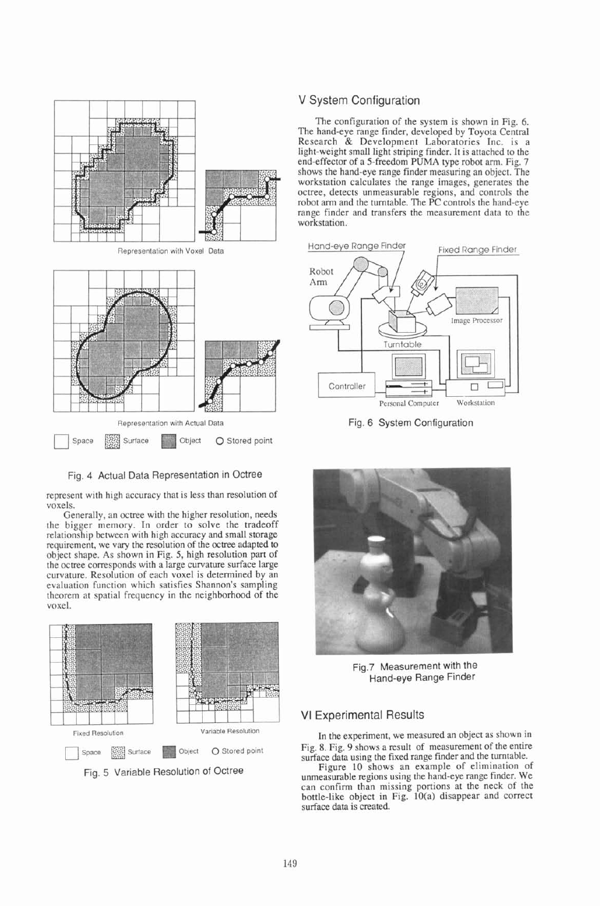Representation with Voxel Data

Representation with Actual Data

Space Surface Object Stored point

Fig. 4 Actual Data Representation in Octree

represent with high accuracy that is less than resolution of voxels.

Generally, an octree with the higher resolution, needs the bigger memory. In order to solve the tradeoff relationship between with high accuracy and small storage requirement, we vary the resolution of the octree adapted to object shape. As shown in Fig. 5, high resolution part of the octree corresponds with a large curvature surface large curvature. Resolution of each voxel is determined by an evaluation function which satisfies Shannon's sampling theorem at spatial frequency in the neighborhood of the voxel.

Fixed Resolution

Variable Resolution

Space Surface Object Stored point

Fig. 5 Variable Resolution of Octree

## V System Configuration

The configuration of the system is shown in Fig. 6. The hand-eye range finder, developed by Toyota Central Research & Development Laboratories Inc. is a light-weight small light striping finder. It is attached to the end-effector of a 5-freedom PUMA type robot arm. Fig. 7 shows the hand-eye range finder measuring an object. The workstation calculates the range images, generates the octree, detects unmeasurable regions, and controls the robot arm and the turntable. The PC controls the hand-eye range finder and transfers the measurement data to the workstation.

Hand-eye Range Finder

Fixed Range Finder

Robot Arm

Image Processor

Turntable

Controller

Personal Computer

Workstation

Fig. 6 System Configuration

Fig.7 Measurement with the Hand-eye Range Finder

## VI Experimental Results

In the experiment, we measured an object as shown in Fig. 8. Fig. 9 shows a result of measurement of the entire surface data using the fixed range finder and the turntable.

Figure 10 shows an example of elimination of unmeasurable regions using the hand-eye range finder. We can confirm than missing portions at the neck of the bottle-like object in Fig. 10(a) disappear and correct surface data is created.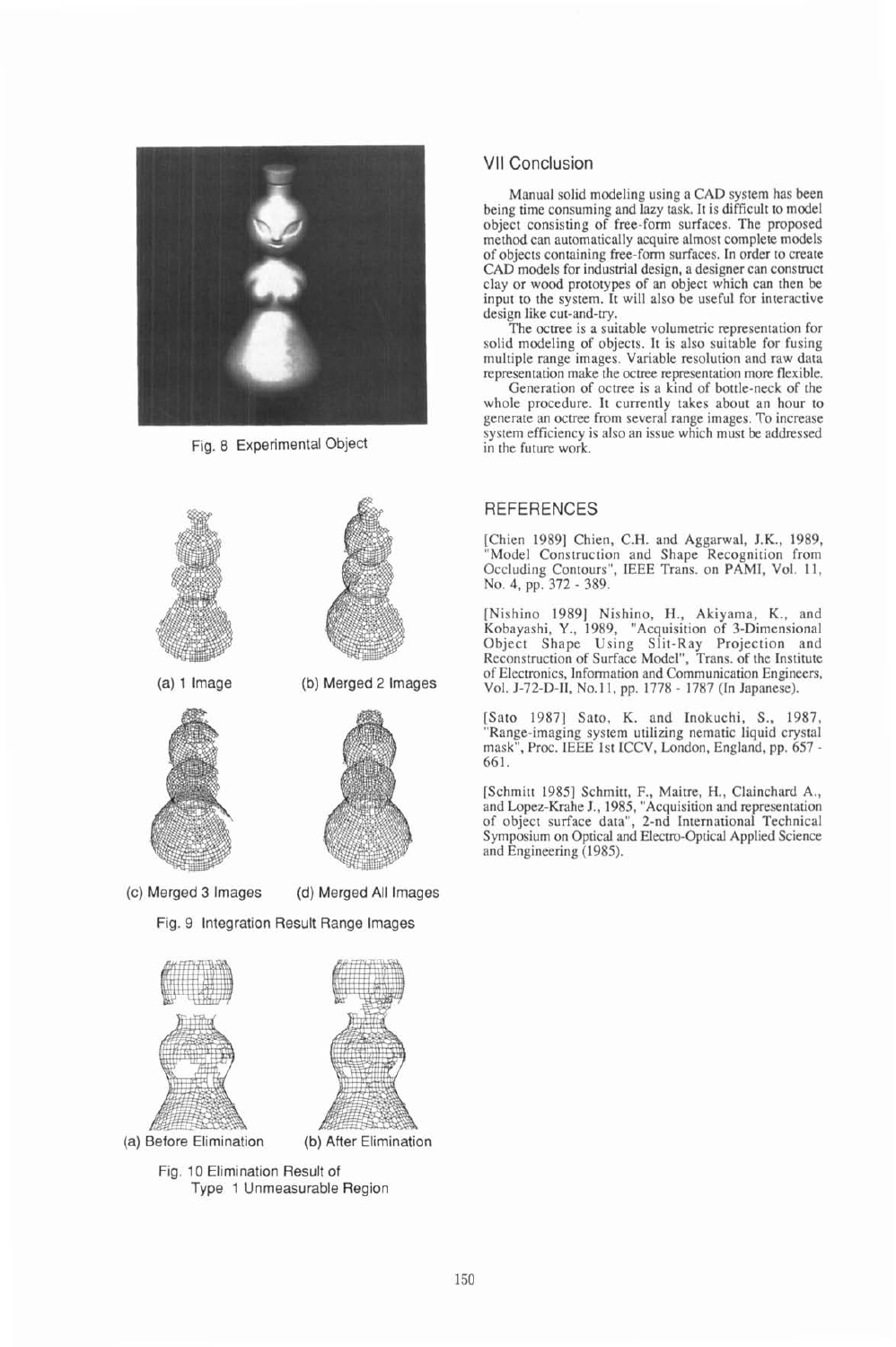Fig. 8 Experimental Object

(a) 1 Image

(b) Merged 2 Images

(c) Merged 3 Images

(d) Merged All Images

Fig. 9 Integration Result Range Images

(a) Before Elimination

(b) After Elimination

Fig. 10 Elimination Result of Type 1 Unmeasurable Region

## VII Conclusion

Manual solid modeling using a CAD system has been being time consuming and lazy task. It is difficult to model object consisting of free-form surfaces. The proposed method can automatically acquire almost complete models of objects containing free-form surfaces. In order to create CAD models for industrial design, a designer can construct clay or wood prototypes of an object which can then be input to the system. It will also be useful for interactive design like cut-and-try.

The octree is a suitable volumetric representation for solid modeling of objects. It is also suitable for fusing multiple range images. Variable resolution and raw data representation make the octree representation more flexible.

Generation of octree is a kind of bottle-neck of the whole procedure. It currently takes about an hour to generate an octree from several range images. To increase system efficiency is also an issue which must be addressed in the future work.

## REFERENCES

[Chien 1989] Chien, C.H. and Aggarwal, J.K., 1989, "Model Construction and Shape Recognition from Occluding Contours", IEEE Trans. on PAMI, Vol. 11, No. 4, pp. 372 - 389.

[Nishino 1989] Nishino, H., Akiyama, K., and Kobayashi, Y., 1989, "Acquisition of 3-Dimensional Object Shape Using Slit-Ray Projection and Reconstruction of Surface Model", Trans. of the Institute of Electronics, Information and Communication Engineers, Vol. J-72-D-II, No.11, pp. 1778 - 1787 (In Japanese).

[Sato 1987] Sato, K. and Inokuchi, S., 1987, "Range-imaging system utilizing nematic liquid crystal mask", Proc. IEEE 1st ICCV, London, England, pp. 657 - 661.

[Schmitt 1985] Schmitt, F., Maitre, H., Clainchard A., and Lopez-Krahe J., 1985, "Acquisition and representation of object surface data", 2-nd International Technical Symposium on Optical and Electro-Optical Applied Science and Engineering (1985).